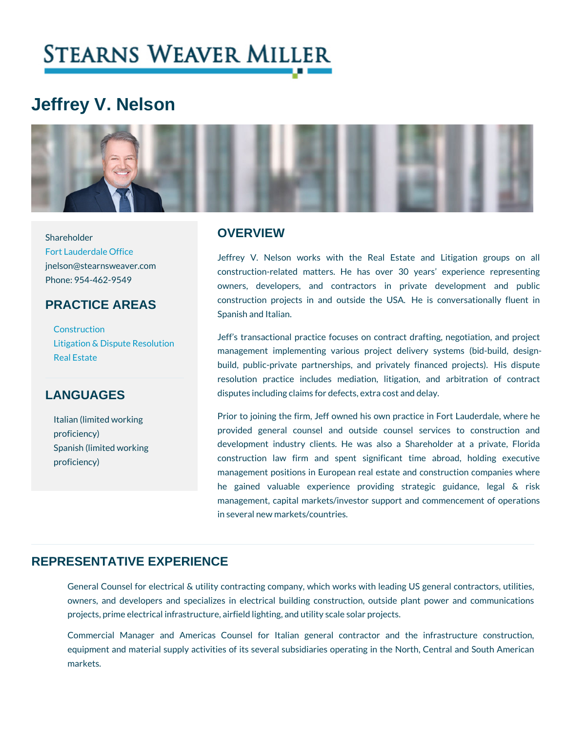# Jeffrey V. Nelson

Shareholder
Fort Lauderdale Office
jnelson@stearnsweaver.com
Phone: 954-462-9549

## PRACTICE AREAS

- Construction
- Litigation & Dispute Resolution
- Real Estate

## LANGUAGES

- Italian (limited working proficiency)
- Spanish (limited working proficiency)

## OVERVIEW

Jeffrey V. Nelson works with the Real Estate and Litigation groups on all construction-related matters. He has over 30 years' experience representing owners, developers, and contractors in private development and public construction projects in and outside the USA. He is conversationally fluent in Spanish and Italian.

Jeff's transactional practice focuses on contract drafting, negotiation, and project management implementing various project delivery systems (bid-build, design-build, public-private partnerships, and privately financed projects). His dispute resolution practice includes mediation, litigation, and arbitration of contract disputes including claims for defects, extra cost and delay.

Prior to joining the firm, Jeff owned his own practice in Fort Lauderdale, where he provided general counsel and outside counsel services to construction and development industry clients. He was also a Shareholder at a private, Florida construction law firm and spent significant time abroad, holding executive management positions in European real estate and construction companies where he gained valuable experience providing strategic guidance, legal & risk management, capital markets/investor support and commencement of operations in several new markets/countries.

## REPRESENTATIVE EXPERIENCE

General Counsel for electrical & utility contracting company, which works with leading US general contractors, utilities, owners, and developers and specializes in electrical building construction, outside plant power and communications projects, prime electrical infrastructure, airfield lighting, and utility scale solar projects.

Commercial Manager and Americas Counsel for Italian general contractor and the infrastructure construction, equipment and material supply activities of its several subsidiaries operating in the North, Central and South American markets.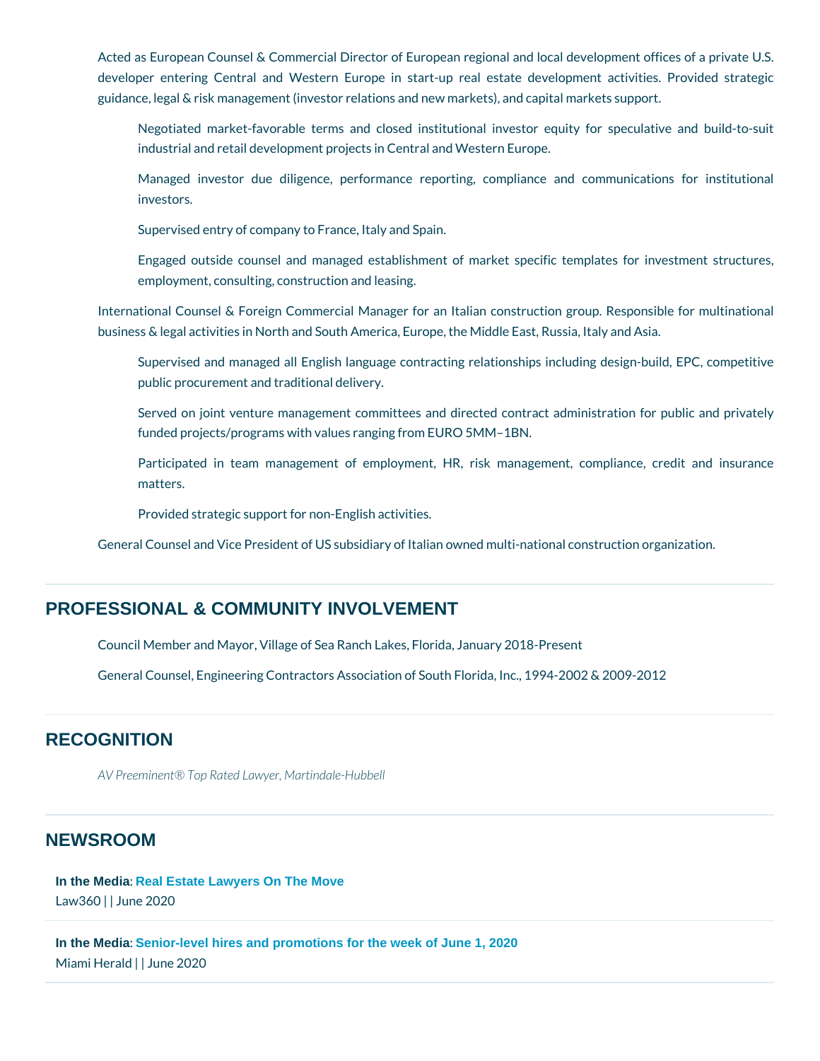Acted as European Counsel & Commercial Director of European regional and local development offices of a private U.S. developer entering Central and Western Europe in start-up real estate development activities. Provided strategic guidance, legal & risk management (investor relations and new markets), and capital markets support.

- Negotiated market-favorable terms and closed institutional investor equity for speculative and build-to-suit industrial and retail development projects in Central and Western Europe.
- Managed investor due diligence, performance reporting, compliance and communications for institutional investors.
- Supervised entry of company to France, Italy and Spain.
- Engaged outside counsel and managed establishment of market specific templates for investment structures, employment, consulting, construction and leasing.

International Counsel & Foreign Commercial Manager for an Italian construction group. Responsible for multinational business & legal activities in North and South America, Europe, the Middle East, Russia, Italy and Asia.

- Supervised and managed all English language contracting relationships including design-build, EPC, competitive public procurement and traditional delivery.
- Served on joint venture management committees and directed contract administration for public and privately funded projects/programs with values ranging from EURO 5MM–1BN.
- Participated in team management of employment, HR, risk management, compliance, credit and insurance matters.
- Provided strategic support for non-English activities.

General Counsel and Vice President of US subsidiary of Italian owned multi-national construction organization.

## PROFESSIONAL & COMMUNITY INVOLVEMENT

Council Member and Mayor, Village of Sea Ranch Lakes, Florida, January 2018-Present

General Counsel, Engineering Contractors Association of South Florida, Inc., 1994-2002 & 2009-2012

## RECOGNITION

*AV Preeminent® Top Rated Lawyer, Martindale-Hubbell*

## NEWSROOM

**In the Media**: **Real Estate Lawyers On The Move**
Law360 | | June 2020

**In the Media**: **Senior-level hires and promotions for the week of June 1, 2020**
Miami Herald | | June 2020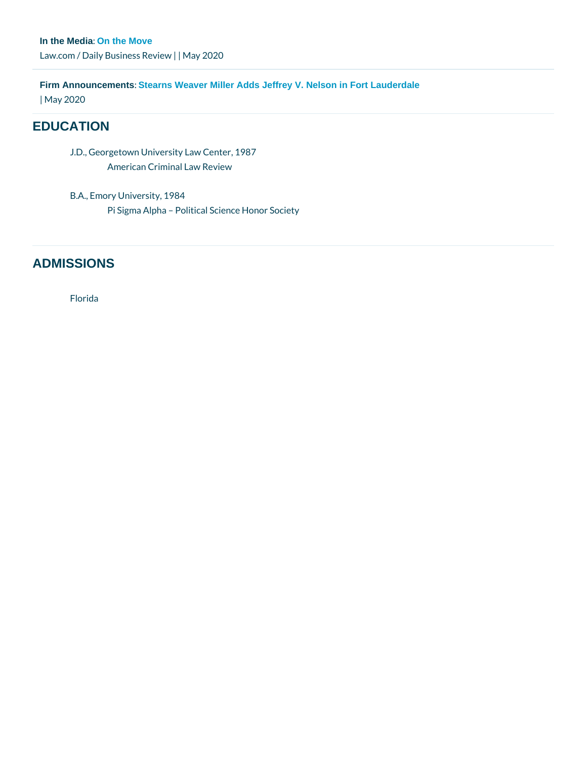**In the Media**: **On the Move**
Law.com / Daily Business Review | | May 2020

**Firm Announcements**: **Stearns Weaver Miller Adds Jeffrey V. Nelson in Fort Lauderdale**
| May 2020

## EDUCATION

J.D., Georgetown University Law Center, 1987
American Criminal Law Review

B.A., Emory University, 1984
Pi Sigma Alpha – Political Science Honor Society

## ADMISSIONS

Florida